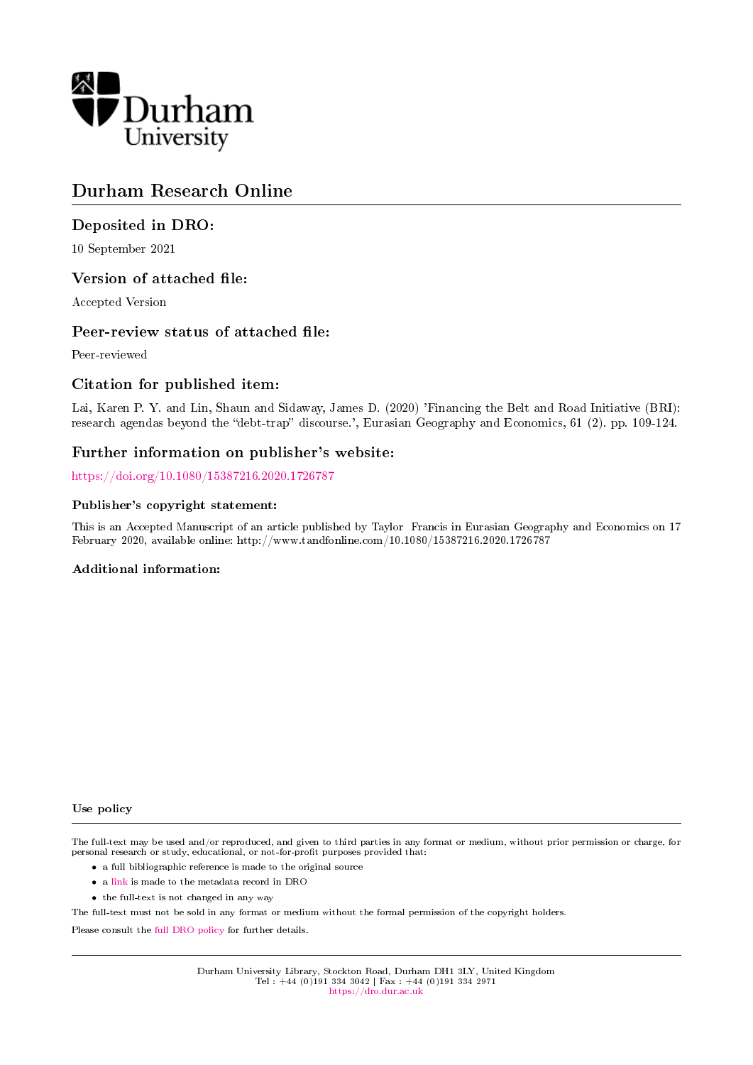Durham University

# Durham Research Online

## Deposited in DRO:

10 September 2021

## Version of attached file:

Accepted Version

## Peer-review status of attached file:

Peer-reviewed

## Citation for published item:

Lai, Karen P. Y. and Lin, Shaun and Sidaway, James D. (2020) 'Financing the Belt and Road Initiative (BRI): research agendas beyond the "debt-trap" discourse.', Eurasian Geography and Economics, 61 (2). pp. 109-124.

## Further information on publisher's website:

https://doi.org/10.1080/15387216.2020.1726787

### Publisher's copyright statement:

This is an Accepted Manuscript of an article published by Taylor Francis in Eurasian Geography and Economics on 17 February 2020, available online: http://www.tandfonline.com/10.1080/15387216.2020.1726787

### Additional information:

#### Use policy

The full-text may be used and/or reproduced, and given to third parties in any format or medium, without prior permission or charge, for personal research or study, educational, or not-for-profit purposes provided that:

- a full bibliographic reference is made to the original source
- a link is made to the metadata record in DRO
- the full-text is not changed in any way

The full-text must not be sold in any format or medium without the formal permission of the copyright holders.

Please consult the full DRO policy for further details.

Durham University Library, Stockton Road, Durham DH1 3LY, United Kingdom
Tel : +44 (0)191 334 3042 | Fax : +44 (0)191 334 2971
https://dro.dur.ac.uk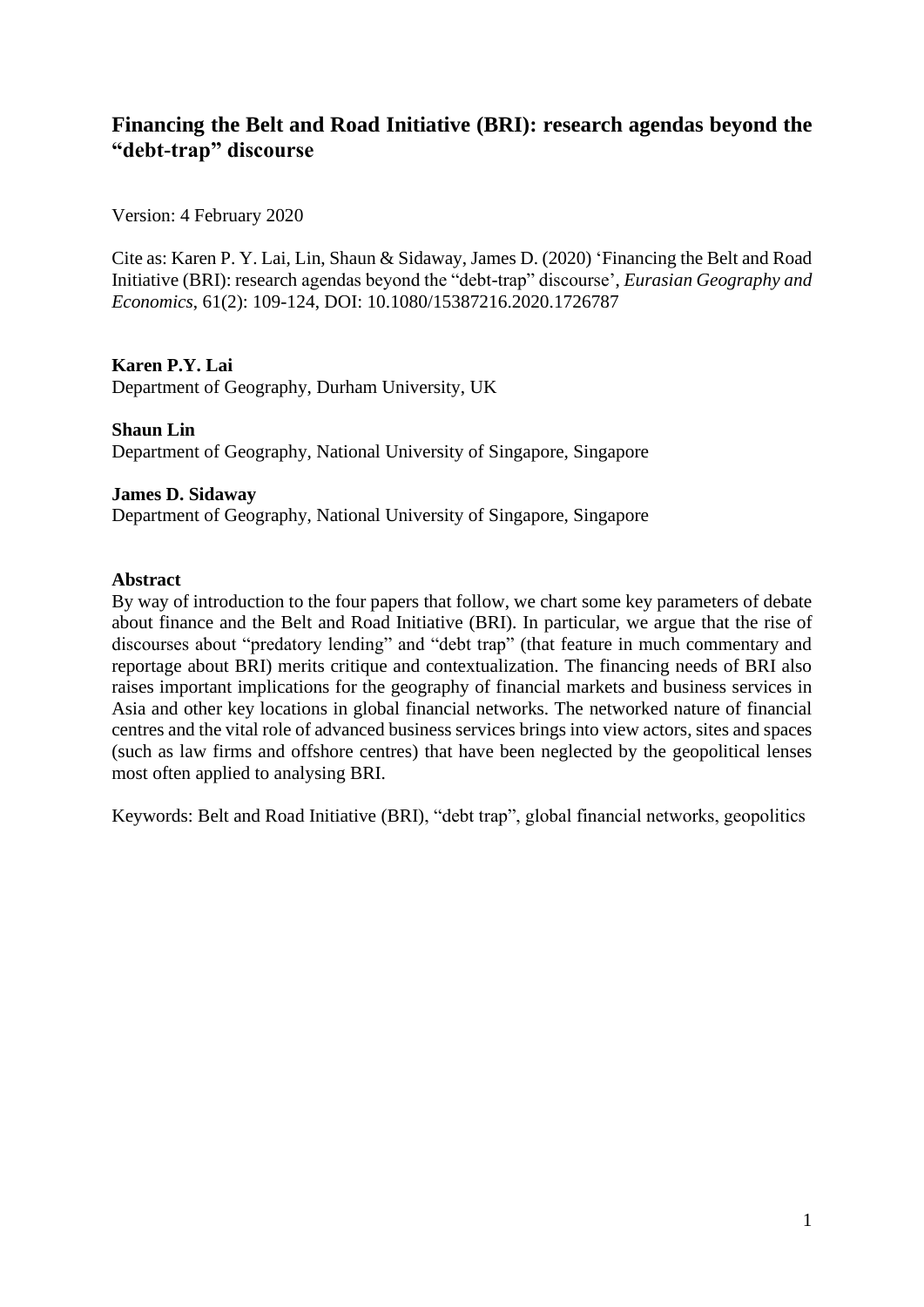# Financing the Belt and Road Initiative (BRI): research agendas beyond the "debt-trap" discourse

Version: 4 February 2020

Cite as: Karen P. Y. Lai, Lin, Shaun & Sidaway, James D. (2020) 'Financing the Belt and Road Initiative (BRI): research agendas beyond the "debt-trap" discourse', *Eurasian Geography and Economics*, 61(2): 109-124, DOI: 10.1080/15387216.2020.1726787

**Karen P.Y. Lai**
Department of Geography, Durham University, UK

**Shaun Lin**
Department of Geography, National University of Singapore, Singapore

**James D. Sidaway**
Department of Geography, National University of Singapore, Singapore

**Abstract**

By way of introduction to the four papers that follow, we chart some key parameters of debate about finance and the Belt and Road Initiative (BRI). In particular, we argue that the rise of discourses about "predatory lending" and "debt trap" (that feature in much commentary and reportage about BRI) merits critique and contextualization. The financing needs of BRI also raises important implications for the geography of financial markets and business services in Asia and other key locations in global financial networks. The networked nature of financial centres and the vital role of advanced business services brings into view actors, sites and spaces (such as law firms and offshore centres) that have been neglected by the geopolitical lenses most often applied to analysing BRI.

Keywords: Belt and Road Initiative (BRI), "debt trap", global financial networks, geopolitics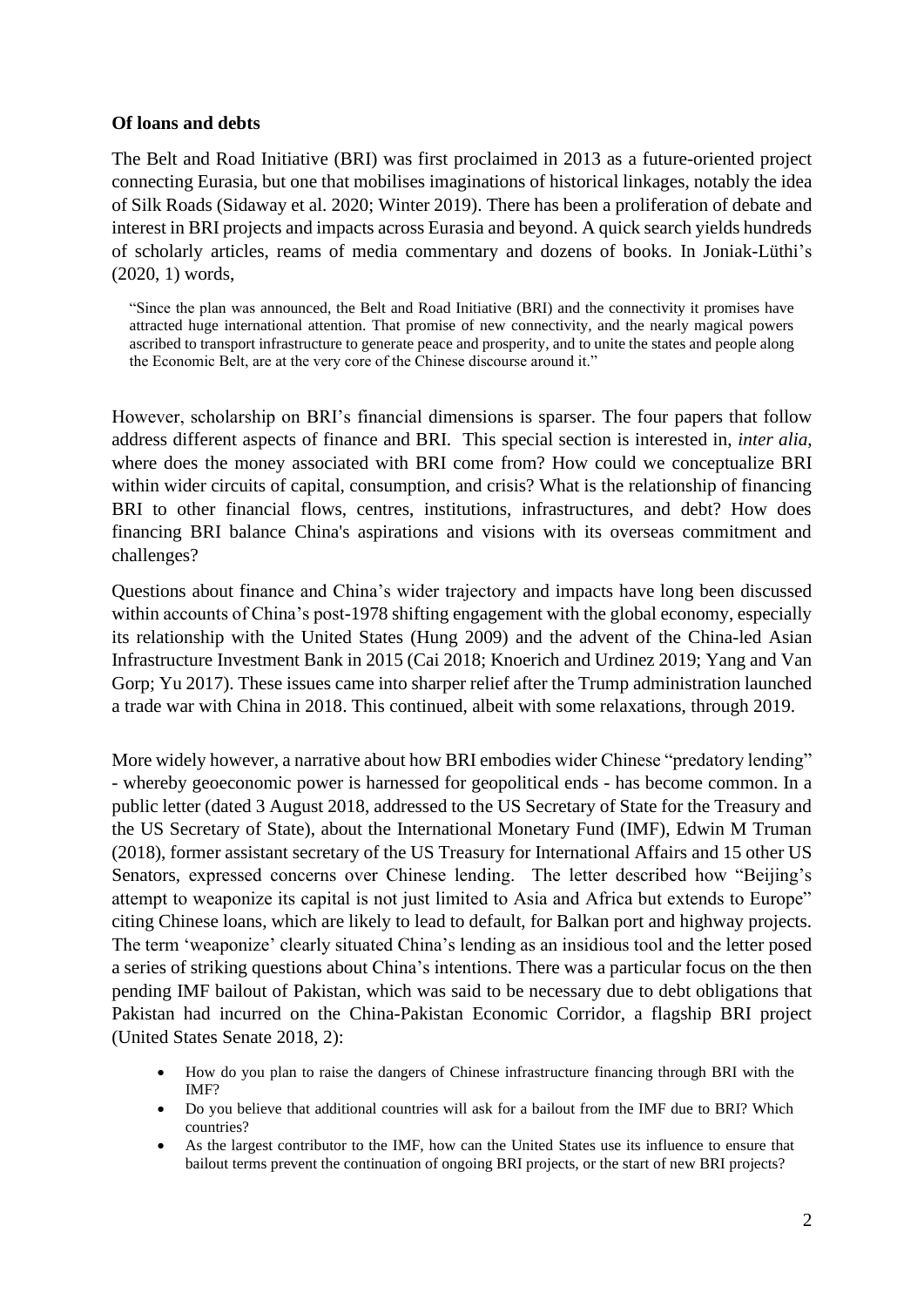### Of loans and debts

The Belt and Road Initiative (BRI) was first proclaimed in 2013 as a future-oriented project connecting Eurasia, but one that mobilises imaginations of historical linkages, notably the idea of Silk Roads (Sidaway et al. 2020; Winter 2019). There has been a proliferation of debate and interest in BRI projects and impacts across Eurasia and beyond. A quick search yields hundreds of scholarly articles, reams of media commentary and dozens of books. In Joniak-Lüthi's (2020, 1) words,

> "Since the plan was announced, the Belt and Road Initiative (BRI) and the connectivity it promises have attracted huge international attention. That promise of new connectivity, and the nearly magical powers ascribed to transport infrastructure to generate peace and prosperity, and to unite the states and people along the Economic Belt, are at the very core of the Chinese discourse around it."

However, scholarship on BRI's financial dimensions is sparser. The four papers that follow address different aspects of finance and BRI. This special section is interested in, *inter alia*, where does the money associated with BRI come from? How could we conceptualize BRI within wider circuits of capital, consumption, and crisis? What is the relationship of financing BRI to other financial flows, centres, institutions, infrastructures, and debt? How does financing BRI balance China's aspirations and visions with its overseas commitment and challenges?

Questions about finance and China's wider trajectory and impacts have long been discussed within accounts of China's post-1978 shifting engagement with the global economy, especially its relationship with the United States (Hung 2009) and the advent of the China-led Asian Infrastructure Investment Bank in 2015 (Cai 2018; Knoerich and Urdinez 2019; Yang and Van Gorp; Yu 2017). These issues came into sharper relief after the Trump administration launched a trade war with China in 2018. This continued, albeit with some relaxations, through 2019.

More widely however, a narrative about how BRI embodies wider Chinese "predatory lending" - whereby geoeconomic power is harnessed for geopolitical ends - has become common. In a public letter (dated 3 August 2018, addressed to the US Secretary of State for the Treasury and the US Secretary of State), about the International Monetary Fund (IMF), Edwin M Truman (2018), former assistant secretary of the US Treasury for International Affairs and 15 other US Senators, expressed concerns over Chinese lending. The letter described how "Beijing's attempt to weaponize its capital is not just limited to Asia and Africa but extends to Europe" citing Chinese loans, which are likely to lead to default, for Balkan port and highway projects. The term 'weaponize' clearly situated China's lending as an insidious tool and the letter posed a series of striking questions about China's intentions. There was a particular focus on the then pending IMF bailout of Pakistan, which was said to be necessary due to debt obligations that Pakistan had incurred on the China-Pakistan Economic Corridor, a flagship BRI project (United States Senate 2018, 2):

- How do you plan to raise the dangers of Chinese infrastructure financing through BRI with the IMF?
- Do you believe that additional countries will ask for a bailout from the IMF due to BRI? Which countries?
- As the largest contributor to the IMF, how can the United States use its influence to ensure that bailout terms prevent the continuation of ongoing BRI projects, or the start of new BRI projects?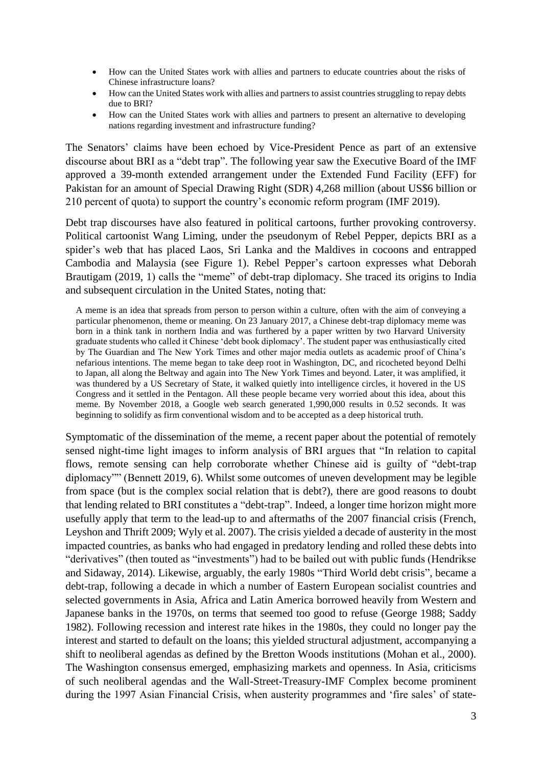- How can the United States work with allies and partners to educate countries about the risks of Chinese infrastructure loans?
- How can the United States work with allies and partners to assist countries struggling to repay debts due to BRI?
- How can the United States work with allies and partners to present an alternative to developing nations regarding investment and infrastructure funding?

The Senators' claims have been echoed by Vice-President Pence as part of an extensive discourse about BRI as a "debt trap". The following year saw the Executive Board of the IMF approved a 39-month extended arrangement under the Extended Fund Facility (EFF) for Pakistan for an amount of Special Drawing Right (SDR) 4,268 million (about US$6 billion or 210 percent of quota) to support the country's economic reform program (IMF 2019).

Debt trap discourses have also featured in political cartoons, further provoking controversy. Political cartoonist Wang Liming, under the pseudonym of Rebel Pepper, depicts BRI as a spider's web that has placed Laos, Sri Lanka and the Maldives in cocoons and entrapped Cambodia and Malaysia (see Figure 1). Rebel Pepper's cartoon expresses what Deborah Brautigam (2019, 1) calls the "meme" of debt-trap diplomacy. She traced its origins to India and subsequent circulation in the United States, noting that:

> A meme is an idea that spreads from person to person within a culture, often with the aim of conveying a particular phenomenon, theme or meaning. On 23 January 2017, a Chinese debt-trap diplomacy meme was born in a think tank in northern India and was furthered by a paper written by two Harvard University graduate students who called it Chinese 'debt book diplomacy'. The student paper was enthusiastically cited by The Guardian and The New York Times and other major media outlets as academic proof of China's nefarious intentions. The meme began to take deep root in Washington, DC, and ricocheted beyond Delhi to Japan, all along the Beltway and again into The New York Times and beyond. Later, it was amplified, it was thundered by a US Secretary of State, it walked quietly into intelligence circles, it hovered in the US Congress and it settled in the Pentagon. All these people became very worried about this idea, about this meme. By November 2018, a Google web search generated 1,990,000 results in 0.52 seconds. It was beginning to solidify as firm conventional wisdom and to be accepted as a deep historical truth.

Symptomatic of the dissemination of the meme, a recent paper about the potential of remotely sensed night-time light images to inform analysis of BRI argues that "In relation to capital flows, remote sensing can help corroborate whether Chinese aid is guilty of "debt-trap diplomacy"" (Bennett 2019, 6). Whilst some outcomes of uneven development may be legible from space (but is the complex social relation that is debt?), there are good reasons to doubt that lending related to BRI constitutes a "debt-trap". Indeed, a longer time horizon might more usefully apply that term to the lead-up to and aftermaths of the 2007 financial crisis (French, Leyshon and Thrift 2009; Wyly et al. 2007). The crisis yielded a decade of austerity in the most impacted countries, as banks who had engaged in predatory lending and rolled these debts into "derivatives" (then touted as "investments") had to be bailed out with public funds (Hendrikse and Sidaway, 2014). Likewise, arguably, the early 1980s "Third World debt crisis", became a debt-trap, following a decade in which a number of Eastern European socialist countries and selected governments in Asia, Africa and Latin America borrowed heavily from Western and Japanese banks in the 1970s, on terms that seemed too good to refuse (George 1988; Saddy 1982). Following recession and interest rate hikes in the 1980s, they could no longer pay the interest and started to default on the loans; this yielded structural adjustment, accompanying a shift to neoliberal agendas as defined by the Bretton Woods institutions (Mohan et al., 2000). The Washington consensus emerged, emphasizing markets and openness. In Asia, criticisms of such neoliberal agendas and the Wall-Street-Treasury-IMF Complex become prominent during the 1997 Asian Financial Crisis, when austerity programmes and 'fire sales' of state-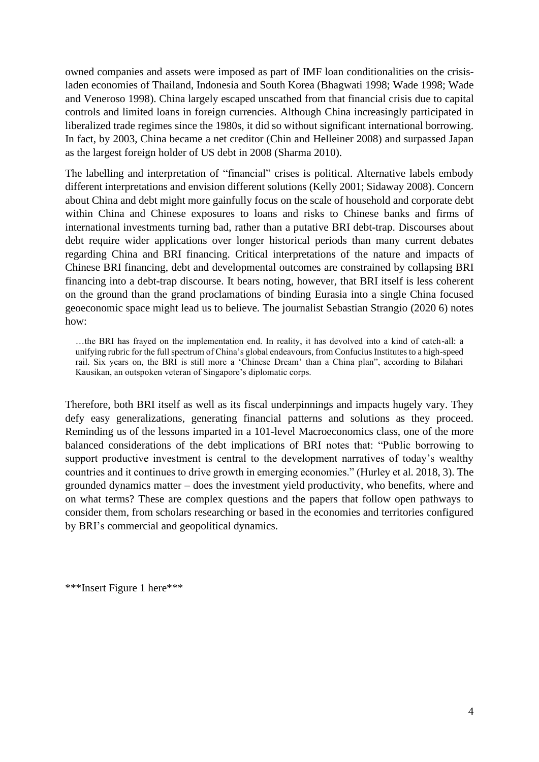owned companies and assets were imposed as part of IMF loan conditionalities on the crisis-laden economies of Thailand, Indonesia and South Korea (Bhagwati 1998; Wade 1998; Wade and Veneroso 1998). China largely escaped unscathed from that financial crisis due to capital controls and limited loans in foreign currencies. Although China increasingly participated in liberalized trade regimes since the 1980s, it did so without significant international borrowing. In fact, by 2003, China became a net creditor (Chin and Helleiner 2008) and surpassed Japan as the largest foreign holder of US debt in 2008 (Sharma 2010).

The labelling and interpretation of "financial" crises is political. Alternative labels embody different interpretations and envision different solutions (Kelly 2001; Sidaway 2008). Concern about China and debt might more gainfully focus on the scale of household and corporate debt within China and Chinese exposures to loans and risks to Chinese banks and firms of international investments turning bad, rather than a putative BRI debt-trap. Discourses about debt require wider applications over longer historical periods than many current debates regarding China and BRI financing. Critical interpretations of the nature and impacts of Chinese BRI financing, debt and developmental outcomes are constrained by collapsing BRI financing into a debt-trap discourse. It bears noting, however, that BRI itself is less coherent on the ground than the grand proclamations of binding Eurasia into a single China focused geoeconomic space might lead us to believe. The journalist Sebastian Strangio (2020 6) notes how:

> …the BRI has frayed on the implementation end. In reality, it has devolved into a kind of catch-all: a unifying rubric for the full spectrum of China's global endeavours, from Confucius Institutes to a high-speed rail. Six years on, the BRI is still more a 'Chinese Dream' than a China plan", according to Bilahari Kausikan, an outspoken veteran of Singapore's diplomatic corps.

Therefore, both BRI itself as well as its fiscal underpinnings and impacts hugely vary. They defy easy generalizations, generating financial patterns and solutions as they proceed. Reminding us of the lessons imparted in a 101-level Macroeconomics class, one of the more balanced considerations of the debt implications of BRI notes that: "Public borrowing to support productive investment is central to the development narratives of today's wealthy countries and it continues to drive growth in emerging economies." (Hurley et al. 2018, 3). The grounded dynamics matter – does the investment yield productivity, who benefits, where and on what terms? These are complex questions and the papers that follow open pathways to consider them, from scholars researching or based in the economies and territories configured by BRI's commercial and geopolitical dynamics.

***Insert Figure 1 here***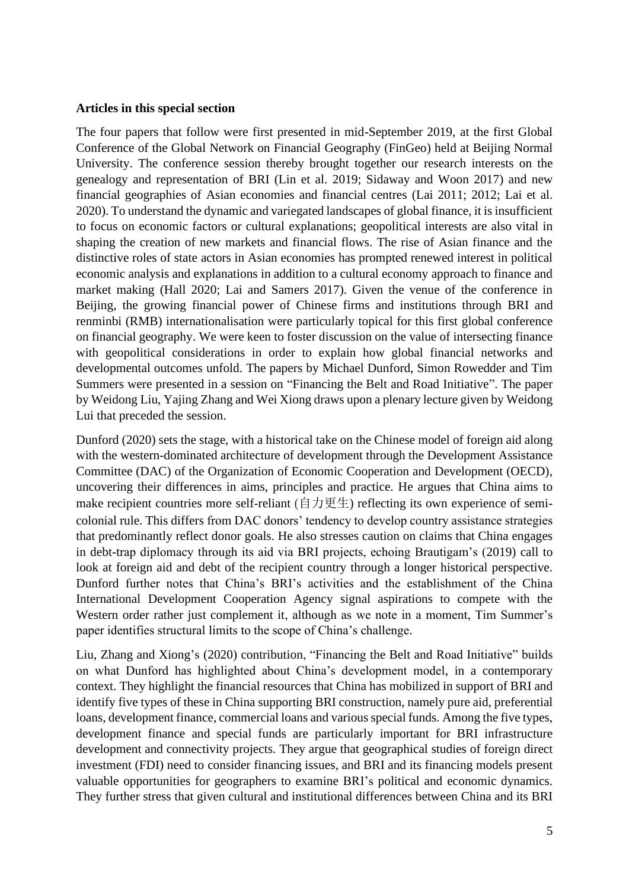**Articles in this special section**

The four papers that follow were first presented in mid-September 2019, at the first Global Conference of the Global Network on Financial Geography (FinGeo) held at Beijing Normal University. The conference session thereby brought together our research interests on the genealogy and representation of BRI (Lin et al. 2019; Sidaway and Woon 2017) and new financial geographies of Asian economies and financial centres (Lai 2011; 2012; Lai et al. 2020). To understand the dynamic and variegated landscapes of global finance, it is insufficient to focus on economic factors or cultural explanations; geopolitical interests are also vital in shaping the creation of new markets and financial flows. The rise of Asian finance and the distinctive roles of state actors in Asian economies has prompted renewed interest in political economic analysis and explanations in addition to a cultural economy approach to finance and market making (Hall 2020; Lai and Samers 2017). Given the venue of the conference in Beijing, the growing financial power of Chinese firms and institutions through BRI and renminbi (RMB) internationalisation were particularly topical for this first global conference on financial geography. We were keen to foster discussion on the value of intersecting finance with geopolitical considerations in order to explain how global financial networks and developmental outcomes unfold. The papers by Michael Dunford, Simon Rowedder and Tim Summers were presented in a session on "Financing the Belt and Road Initiative". The paper by Weidong Liu, Yajing Zhang and Wei Xiong draws upon a plenary lecture given by Weidong Lui that preceded the session.

Dunford (2020) sets the stage, with a historical take on the Chinese model of foreign aid along with the western-dominated architecture of development through the Development Assistance Committee (DAC) of the Organization of Economic Cooperation and Development (OECD), uncovering their differences in aims, principles and practice. He argues that China aims to make recipient countries more self-reliant (自力更生) reflecting its own experience of semi-colonial rule. This differs from DAC donors' tendency to develop country assistance strategies that predominantly reflect donor goals. He also stresses caution on claims that China engages in debt-trap diplomacy through its aid via BRI projects, echoing Brautigam's (2019) call to look at foreign aid and debt of the recipient country through a longer historical perspective. Dunford further notes that China's BRI's activities and the establishment of the China International Development Cooperation Agency signal aspirations to compete with the Western order rather just complement it, although as we note in a moment, Tim Summer's paper identifies structural limits to the scope of China's challenge.

Liu, Zhang and Xiong's (2020) contribution, "Financing the Belt and Road Initiative" builds on what Dunford has highlighted about China's development model, in a contemporary context. They highlight the financial resources that China has mobilized in support of BRI and identify five types of these in China supporting BRI construction, namely pure aid, preferential loans, development finance, commercial loans and various special funds. Among the five types, development finance and special funds are particularly important for BRI infrastructure development and connectivity projects. They argue that geographical studies of foreign direct investment (FDI) need to consider financing issues, and BRI and its financing models present valuable opportunities for geographers to examine BRI's political and economic dynamics. They further stress that given cultural and institutional differences between China and its BRI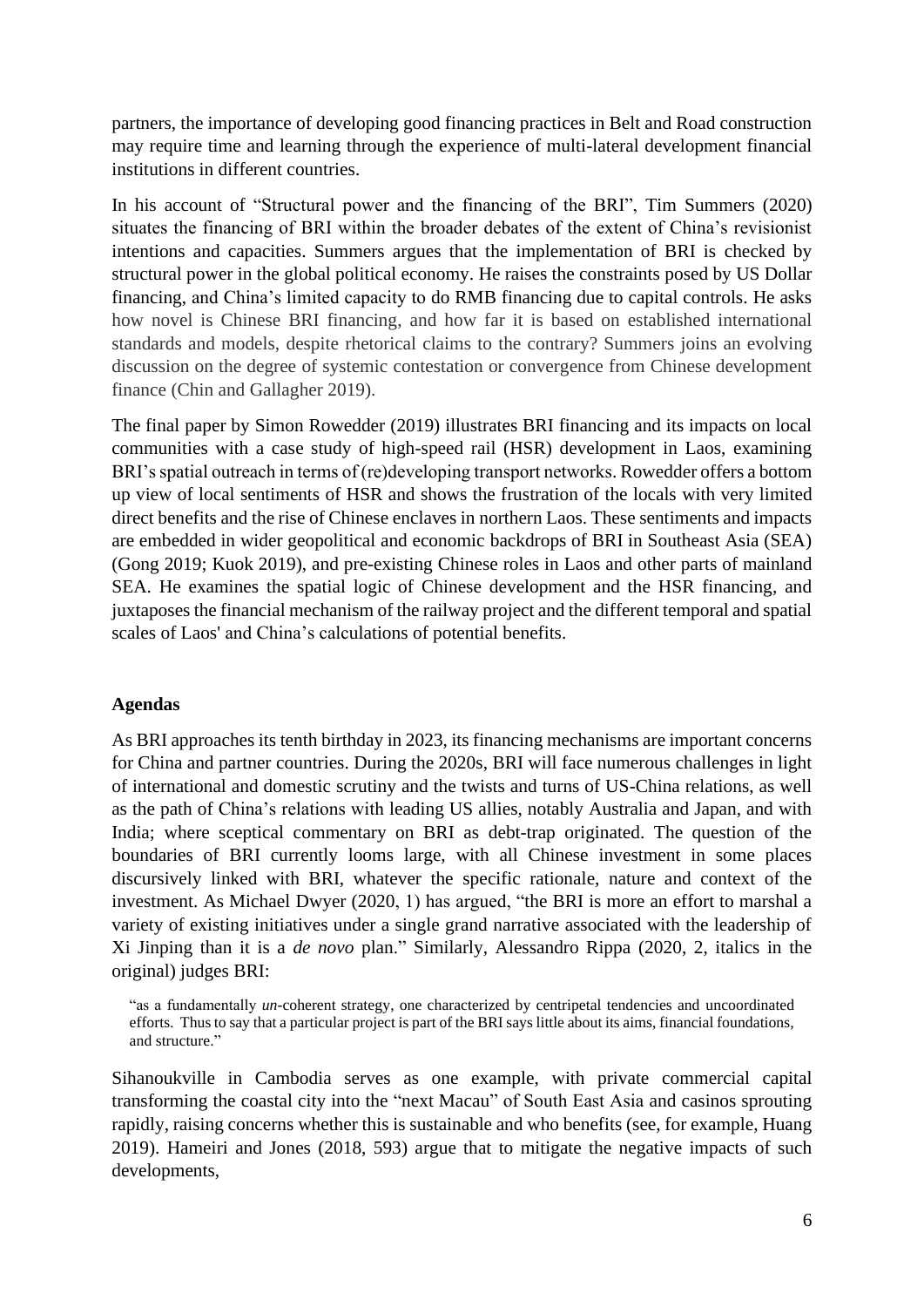partners, the importance of developing good financing practices in Belt and Road construction may require time and learning through the experience of multi-lateral development financial institutions in different countries.

In his account of "Structural power and the financing of the BRI", Tim Summers (2020) situates the financing of BRI within the broader debates of the extent of China's revisionist intentions and capacities. Summers argues that the implementation of BRI is checked by structural power in the global political economy. He raises the constraints posed by US Dollar financing, and China's limited capacity to do RMB financing due to capital controls. He asks how novel is Chinese BRI financing, and how far it is based on established international standards and models, despite rhetorical claims to the contrary? Summers joins an evolving discussion on the degree of systemic contestation or convergence from Chinese development finance (Chin and Gallagher 2019).

The final paper by Simon Rowedder (2019) illustrates BRI financing and its impacts on local communities with a case study of high-speed rail (HSR) development in Laos, examining BRI's spatial outreach in terms of (re)developing transport networks. Rowedder offers a bottom up view of local sentiments of HSR and shows the frustration of the locals with very limited direct benefits and the rise of Chinese enclaves in northern Laos. These sentiments and impacts are embedded in wider geopolitical and economic backdrops of BRI in Southeast Asia (SEA) (Gong 2019; Kuok 2019), and pre-existing Chinese roles in Laos and other parts of mainland SEA. He examines the spatial logic of Chinese development and the HSR financing, and juxtaposes the financial mechanism of the railway project and the different temporal and spatial scales of Laos' and China's calculations of potential benefits.

**Agendas**

As BRI approaches its tenth birthday in 2023, its financing mechanisms are important concerns for China and partner countries. During the 2020s, BRI will face numerous challenges in light of international and domestic scrutiny and the twists and turns of US-China relations, as well as the path of China's relations with leading US allies, notably Australia and Japan, and with India; where sceptical commentary on BRI as debt-trap originated. The question of the boundaries of BRI currently looms large, with all Chinese investment in some places discursively linked with BRI, whatever the specific rationale, nature and context of the investment. As Michael Dwyer (2020, 1) has argued, "the BRI is more an effort to marshal a variety of existing initiatives under a single grand narrative associated with the leadership of Xi Jinping than it is a *de novo* plan." Similarly, Alessandro Rippa (2020, 2, italics in the original) judges BRI:

> "as a fundamentally *un*-coherent strategy, one characterized by centripetal tendencies and uncoordinated efforts. Thus to say that a particular project is part of the BRI says little about its aims, financial foundations, and structure."

Sihanoukville in Cambodia serves as one example, with private commercial capital transforming the coastal city into the "next Macau" of South East Asia and casinos sprouting rapidly, raising concerns whether this is sustainable and who benefits (see, for example, Huang 2019). Hameiri and Jones (2018, 593) argue that to mitigate the negative impacts of such developments,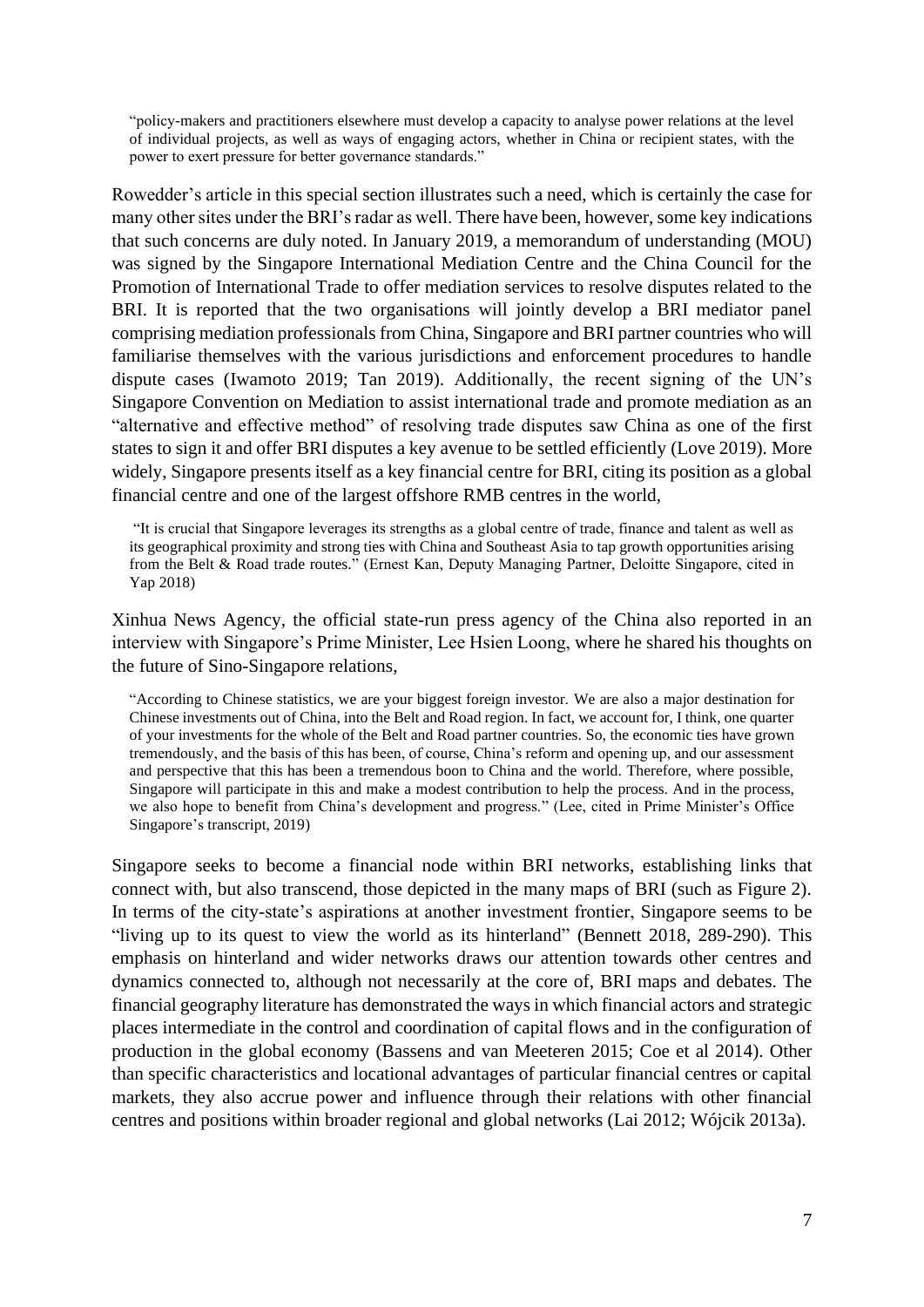> "policy-makers and practitioners elsewhere must develop a capacity to analyse power relations at the level of individual projects, as well as ways of engaging actors, whether in China or recipient states, with the power to exert pressure for better governance standards."

Rowedder's article in this special section illustrates such a need, which is certainly the case for many other sites under the BRI's radar as well. There have been, however, some key indications that such concerns are duly noted. In January 2019, a memorandum of understanding (MOU) was signed by the Singapore International Mediation Centre and the China Council for the Promotion of International Trade to offer mediation services to resolve disputes related to the BRI. It is reported that the two organisations will jointly develop a BRI mediator panel comprising mediation professionals from China, Singapore and BRI partner countries who will familiarise themselves with the various jurisdictions and enforcement procedures to handle dispute cases (Iwamoto 2019; Tan 2019). Additionally, the recent signing of the UN's Singapore Convention on Mediation to assist international trade and promote mediation as an "alternative and effective method" of resolving trade disputes saw China as one of the first states to sign it and offer BRI disputes a key avenue to be settled efficiently (Love 2019). More widely, Singapore presents itself as a key financial centre for BRI, citing its position as a global financial centre and one of the largest offshore RMB centres in the world,

> "It is crucial that Singapore leverages its strengths as a global centre of trade, finance and talent as well as its geographical proximity and strong ties with China and Southeast Asia to tap growth opportunities arising from the Belt & Road trade routes." (Ernest Kan, Deputy Managing Partner, Deloitte Singapore, cited in Yap 2018)

Xinhua News Agency, the official state-run press agency of the China also reported in an interview with Singapore's Prime Minister, Lee Hsien Loong, where he shared his thoughts on the future of Sino-Singapore relations,

> "According to Chinese statistics, we are your biggest foreign investor. We are also a major destination for Chinese investments out of China, into the Belt and Road region. In fact, we account for, I think, one quarter of your investments for the whole of the Belt and Road partner countries. So, the economic ties have grown tremendously, and the basis of this has been, of course, China's reform and opening up, and our assessment and perspective that this has been a tremendous boon to China and the world. Therefore, where possible, Singapore will participate in this and make a modest contribution to help the process. And in the process, we also hope to benefit from China's development and progress." (Lee, cited in Prime Minister's Office Singapore's transcript, 2019)

Singapore seeks to become a financial node within BRI networks, establishing links that connect with, but also transcend, those depicted in the many maps of BRI (such as Figure 2). In terms of the city-state's aspirations at another investment frontier, Singapore seems to be "living up to its quest to view the world as its hinterland" (Bennett 2018, 289-290). This emphasis on hinterland and wider networks draws our attention towards other centres and dynamics connected to, although not necessarily at the core of, BRI maps and debates. The financial geography literature has demonstrated the ways in which financial actors and strategic places intermediate in the control and coordination of capital flows and in the configuration of production in the global economy (Bassens and van Meeteren 2015; Coe et al 2014). Other than specific characteristics and locational advantages of particular financial centres or capital markets, they also accrue power and influence through their relations with other financial centres and positions within broader regional and global networks (Lai 2012; Wójcik 2013a).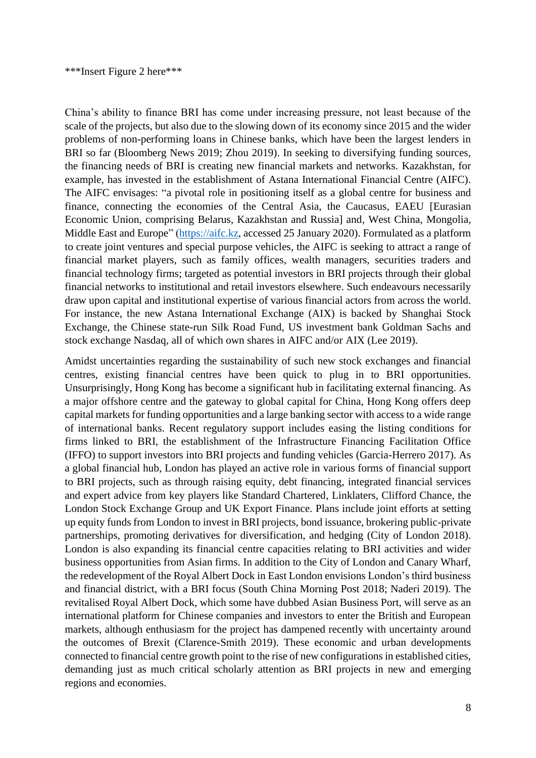***Insert Figure 2 here***

China's ability to finance BRI has come under increasing pressure, not least because of the scale of the projects, but also due to the slowing down of its economy since 2015 and the wider problems of non-performing loans in Chinese banks, which have been the largest lenders in BRI so far (Bloomberg News 2019; Zhou 2019). In seeking to diversifying funding sources, the financing needs of BRI is creating new financial markets and networks. Kazakhstan, for example, has invested in the establishment of Astana International Financial Centre (AIFC). The AIFC envisages: "a pivotal role in positioning itself as a global centre for business and finance, connecting the economies of the Central Asia, the Caucasus, EAEU [Eurasian Economic Union, comprising Belarus, Kazakhstan and Russia] and, West China, Mongolia, Middle East and Europe" (https://aifc.kz, accessed 25 January 2020). Formulated as a platform to create joint ventures and special purpose vehicles, the AIFC is seeking to attract a range of financial market players, such as family offices, wealth managers, securities traders and financial technology firms; targeted as potential investors in BRI projects through their global financial networks to institutional and retail investors elsewhere. Such endeavours necessarily draw upon capital and institutional expertise of various financial actors from across the world. For instance, the new Astana International Exchange (AIX) is backed by Shanghai Stock Exchange, the Chinese state-run Silk Road Fund, US investment bank Goldman Sachs and stock exchange Nasdaq, all of which own shares in AIFC and/or AIX (Lee 2019).

Amidst uncertainties regarding the sustainability of such new stock exchanges and financial centres, existing financial centres have been quick to plug in to BRI opportunities. Unsurprisingly, Hong Kong has become a significant hub in facilitating external financing. As a major offshore centre and the gateway to global capital for China, Hong Kong offers deep capital markets for funding opportunities and a large banking sector with access to a wide range of international banks. Recent regulatory support includes easing the listing conditions for firms linked to BRI, the establishment of the Infrastructure Financing Facilitation Office (IFFO) to support investors into BRI projects and funding vehicles (Garcia-Herrero 2017). As a global financial hub, London has played an active role in various forms of financial support to BRI projects, such as through raising equity, debt financing, integrated financial services and expert advice from key players like Standard Chartered, Linklaters, Clifford Chance, the London Stock Exchange Group and UK Export Finance. Plans include joint efforts at setting up equity funds from London to invest in BRI projects, bond issuance, brokering public-private partnerships, promoting derivatives for diversification, and hedging (City of London 2018). London is also expanding its financial centre capacities relating to BRI activities and wider business opportunities from Asian firms. In addition to the City of London and Canary Wharf, the redevelopment of the Royal Albert Dock in East London envisions London's third business and financial district, with a BRI focus (South China Morning Post 2018; Naderi 2019). The revitalised Royal Albert Dock, which some have dubbed Asian Business Port, will serve as an international platform for Chinese companies and investors to enter the British and European markets, although enthusiasm for the project has dampened recently with uncertainty around the outcomes of Brexit (Clarence-Smith 2019). These economic and urban developments connected to financial centre growth point to the rise of new configurations in established cities, demanding just as much critical scholarly attention as BRI projects in new and emerging regions and economies.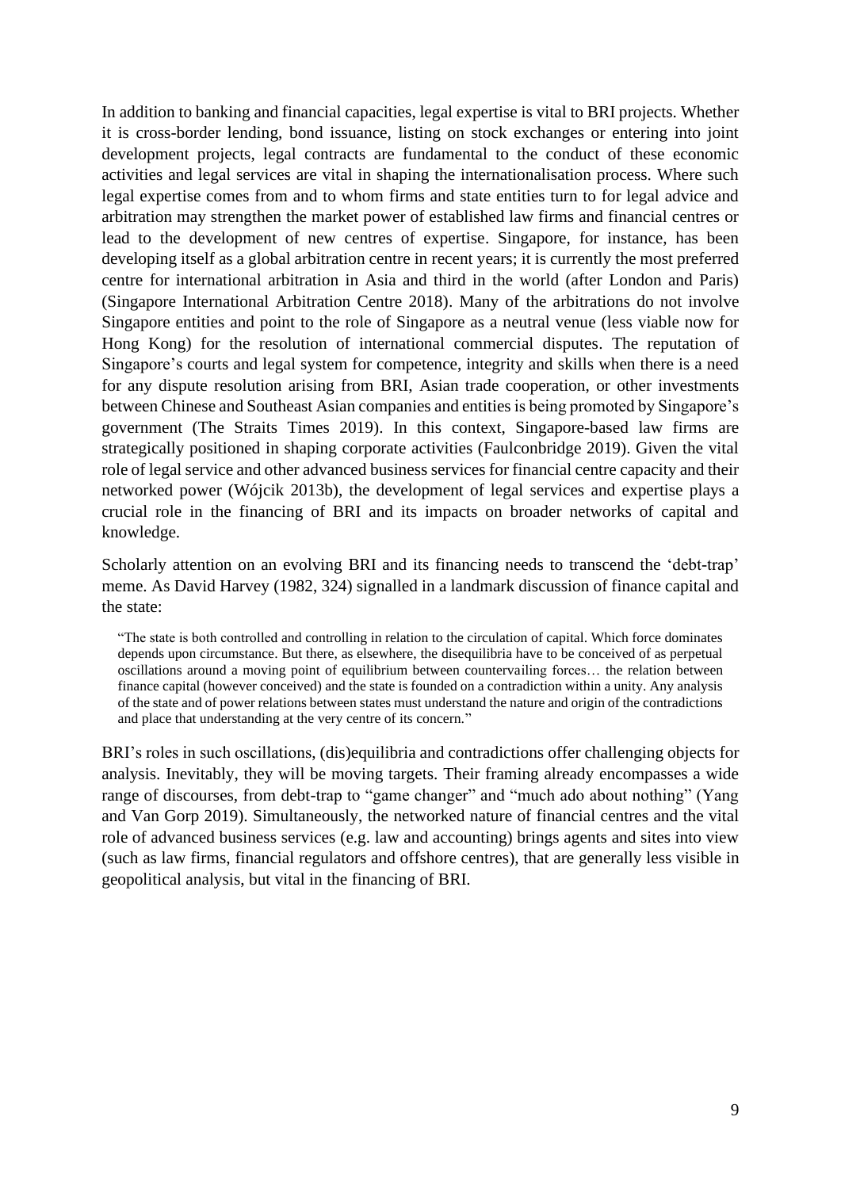In addition to banking and financial capacities, legal expertise is vital to BRI projects. Whether it is cross-border lending, bond issuance, listing on stock exchanges or entering into joint development projects, legal contracts are fundamental to the conduct of these economic activities and legal services are vital in shaping the internationalisation process. Where such legal expertise comes from and to whom firms and state entities turn to for legal advice and arbitration may strengthen the market power of established law firms and financial centres or lead to the development of new centres of expertise. Singapore, for instance, has been developing itself as a global arbitration centre in recent years; it is currently the most preferred centre for international arbitration in Asia and third in the world (after London and Paris) (Singapore International Arbitration Centre 2018). Many of the arbitrations do not involve Singapore entities and point to the role of Singapore as a neutral venue (less viable now for Hong Kong) for the resolution of international commercial disputes. The reputation of Singapore's courts and legal system for competence, integrity and skills when there is a need for any dispute resolution arising from BRI, Asian trade cooperation, or other investments between Chinese and Southeast Asian companies and entities is being promoted by Singapore's government (The Straits Times 2019). In this context, Singapore-based law firms are strategically positioned in shaping corporate activities (Faulconbridge 2019). Given the vital role of legal service and other advanced business services for financial centre capacity and their networked power (Wójcik 2013b), the development of legal services and expertise plays a crucial role in the financing of BRI and its impacts on broader networks of capital and knowledge.

Scholarly attention on an evolving BRI and its financing needs to transcend the 'debt-trap' meme. As David Harvey (1982, 324) signalled in a landmark discussion of finance capital and the state:

> "The state is both controlled and controlling in relation to the circulation of capital. Which force dominates depends upon circumstance. But there, as elsewhere, the disequilibria have to be conceived of as perpetual oscillations around a moving point of equilibrium between countervailing forces… the relation between finance capital (however conceived) and the state is founded on a contradiction within a unity. Any analysis of the state and of power relations between states must understand the nature and origin of the contradictions and place that understanding at the very centre of its concern."

BRI's roles in such oscillations, (dis)equilibria and contradictions offer challenging objects for analysis. Inevitably, they will be moving targets. Their framing already encompasses a wide range of discourses, from debt-trap to "game changer" and "much ado about nothing" (Yang and Van Gorp 2019). Simultaneously, the networked nature of financial centres and the vital role of advanced business services (e.g. law and accounting) brings agents and sites into view (such as law firms, financial regulators and offshore centres), that are generally less visible in geopolitical analysis, but vital in the financing of BRI.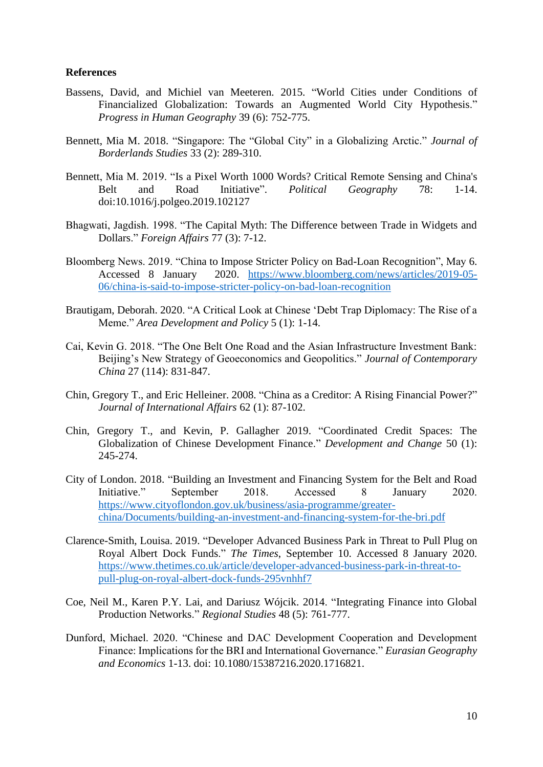**References**

Bassens, David, and Michiel van Meeteren. 2015. "World Cities under Conditions of Financialized Globalization: Towards an Augmented World City Hypothesis." *Progress in Human Geography* 39 (6): 752-775.

Bennett, Mia M. 2018. "Singapore: The "Global City" in a Globalizing Arctic." *Journal of Borderlands Studies* 33 (2): 289-310.

Bennett, Mia M. 2019. "Is a Pixel Worth 1000 Words? Critical Remote Sensing and China's Belt and Road Initiative". *Political Geography* 78: 1-14. doi:10.1016/j.polgeo.2019.102127

Bhagwati, Jagdish. 1998. "The Capital Myth: The Difference between Trade in Widgets and Dollars." *Foreign Affairs* 77 (3): 7-12.

Bloomberg News. 2019. "China to Impose Stricter Policy on Bad-Loan Recognition", May 6. Accessed 8 January 2020. https://www.bloomberg.com/news/articles/2019-05-06/china-is-said-to-impose-stricter-policy-on-bad-loan-recognition

Brautigam, Deborah. 2020. "A Critical Look at Chinese 'Debt Trap Diplomacy: The Rise of a Meme." *Area Development and Policy* 5 (1): 1-14.

Cai, Kevin G. 2018. "The One Belt One Road and the Asian Infrastructure Investment Bank: Beijing's New Strategy of Geoeconomics and Geopolitics." *Journal of Contemporary China* 27 (114): 831-847.

Chin, Gregory T., and Eric Helleiner. 2008. "China as a Creditor: A Rising Financial Power?" *Journal of International Affairs* 62 (1): 87-102.

Chin, Gregory T., and Kevin, P. Gallagher 2019. "Coordinated Credit Spaces: The Globalization of Chinese Development Finance." *Development and Change* 50 (1): 245-274.

City of London. 2018. "Building an Investment and Financing System for the Belt and Road Initiative." September 2018. Accessed 8 January 2020. https://www.cityoflondon.gov.uk/business/asia-programme/greater-china/Documents/building-an-investment-and-financing-system-for-the-bri.pdf

Clarence-Smith, Louisa. 2019. "Developer Advanced Business Park in Threat to Pull Plug on Royal Albert Dock Funds." *The Times*, September 10. Accessed 8 January 2020. https://www.thetimes.co.uk/article/developer-advanced-business-park-in-threat-to-pull-plug-on-royal-albert-dock-funds-295vnhhf7

Coe, Neil M., Karen P.Y. Lai, and Dariusz Wójcik. 2014. "Integrating Finance into Global Production Networks." *Regional Studies* 48 (5): 761-777.

Dunford, Michael. 2020. "Chinese and DAC Development Cooperation and Development Finance: Implications for the BRI and International Governance." *Eurasian Geography and Economics* 1-13. doi: 10.1080/15387216.2020.1716821.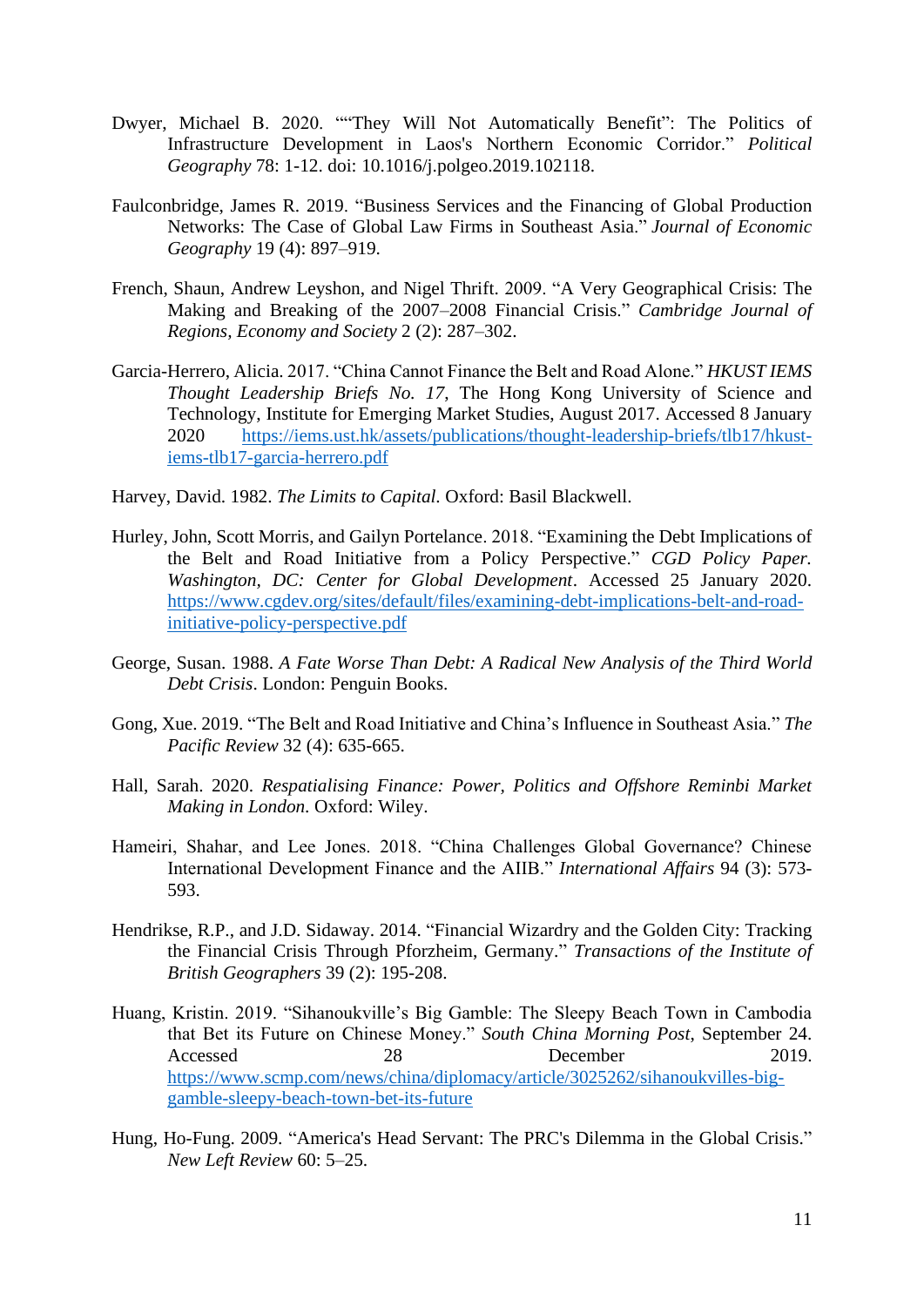Dwyer, Michael B. 2020. ""They Will Not Automatically Benefit": The Politics of Infrastructure Development in Laos's Northern Economic Corridor." *Political Geography* 78: 1-12. doi: 10.1016/j.polgeo.2019.102118.

Faulconbridge, James R. 2019. "Business Services and the Financing of Global Production Networks: The Case of Global Law Firms in Southeast Asia." *Journal of Economic Geography* 19 (4): 897–919.

French, Shaun, Andrew Leyshon, and Nigel Thrift. 2009. "A Very Geographical Crisis: The Making and Breaking of the 2007–2008 Financial Crisis." *Cambridge Journal of Regions, Economy and Society* 2 (2): 287–302.

Garcia-Herrero, Alicia. 2017. "China Cannot Finance the Belt and Road Alone." *HKUST IEMS Thought Leadership Briefs No. 17*, The Hong Kong University of Science and Technology, Institute for Emerging Market Studies, August 2017. Accessed 8 January 2020 https://iems.ust.hk/assets/publications/thought-leadership-briefs/tlb17/hkust-iems-tlb17-garcia-herrero.pdf

Harvey, David. 1982. *The Limits to Capital*. Oxford: Basil Blackwell.

Hurley, John, Scott Morris, and Gailyn Portelance. 2018. "Examining the Debt Implications of the Belt and Road Initiative from a Policy Perspective." *CGD Policy Paper. Washington, DC: Center for Global Development*. Accessed 25 January 2020. https://www.cgdev.org/sites/default/files/examining-debt-implications-belt-and-road-initiative-policy-perspective.pdf

George, Susan. 1988. *A Fate Worse Than Debt: A Radical New Analysis of the Third World Debt Crisis*. London: Penguin Books.

Gong, Xue. 2019. "The Belt and Road Initiative and China's Influence in Southeast Asia." *The Pacific Review* 32 (4): 635-665.

Hall, Sarah. 2020. *Respatialising Finance: Power, Politics and Offshore Reminbi Market Making in London*. Oxford: Wiley.

Hameiri, Shahar, and Lee Jones. 2018. "China Challenges Global Governance? Chinese International Development Finance and the AIIB." *International Affairs* 94 (3): 573-593.

Hendrikse, R.P., and J.D. Sidaway. 2014. "Financial Wizardry and the Golden City: Tracking the Financial Crisis Through Pforzheim, Germany." *Transactions of the Institute of British Geographers* 39 (2): 195-208.

Huang, Kristin. 2019. "Sihanoukville's Big Gamble: The Sleepy Beach Town in Cambodia that Bet its Future on Chinese Money." *South China Morning Post*, September 24. Accessed 28 December 2019. https://www.scmp.com/news/china/diplomacy/article/3025262/sihanoukvilles-big-gamble-sleepy-beach-town-bet-its-future

Hung, Ho-Fung. 2009. "America's Head Servant: The PRC's Dilemma in the Global Crisis." *New Left Review* 60: 5–25.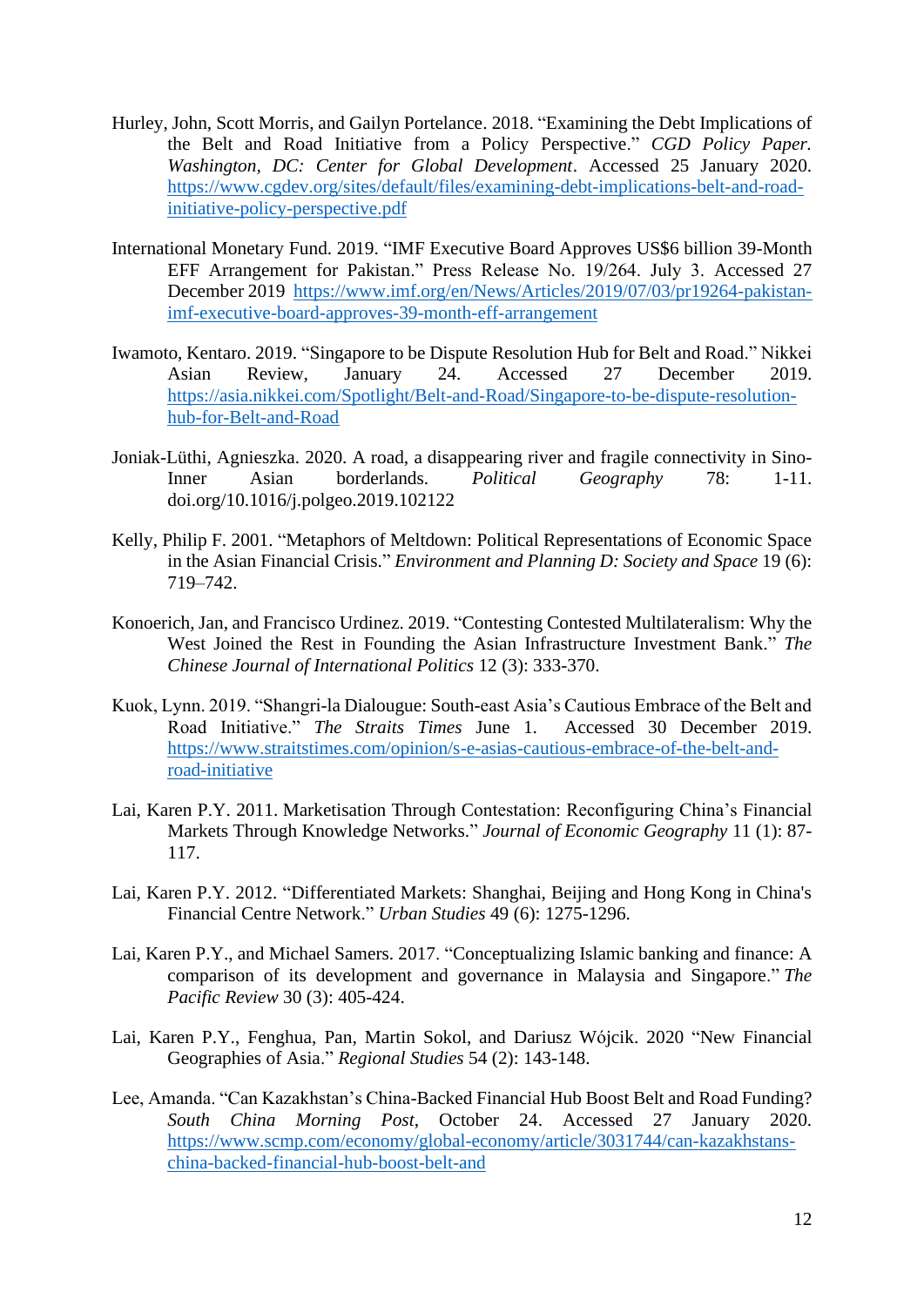Hurley, John, Scott Morris, and Gailyn Portelance. 2018. "Examining the Debt Implications of the Belt and Road Initiative from a Policy Perspective." *CGD Policy Paper. Washington, DC: Center for Global Development*. Accessed 25 January 2020. https://www.cgdev.org/sites/default/files/examining-debt-implications-belt-and-road-initiative-policy-perspective.pdf

International Monetary Fund. 2019. "IMF Executive Board Approves US$6 billion 39-Month EFF Arrangement for Pakistan." Press Release No. 19/264. July 3. Accessed 27 December 2019 https://www.imf.org/en/News/Articles/2019/07/03/pr19264-pakistan-imf-executive-board-approves-39-month-eff-arrangement

Iwamoto, Kentaro. 2019. "Singapore to be Dispute Resolution Hub for Belt and Road." Nikkei Asian Review, January 24. Accessed 27 December 2019. https://asia.nikkei.com/Spotlight/Belt-and-Road/Singapore-to-be-dispute-resolution-hub-for-Belt-and-Road

Joniak-Lüthi, Agnieszka. 2020. A road, a disappearing river and fragile connectivity in Sino-Inner Asian borderlands. *Political Geography* 78: 1-11. doi.org/10.1016/j.polgeo.2019.102122

Kelly, Philip F. 2001. "Metaphors of Meltdown: Political Representations of Economic Space in the Asian Financial Crisis." *Environment and Planning D: Society and Space* 19 (6): 719–742.

Konoerich, Jan, and Francisco Urdinez. 2019. "Contesting Contested Multilateralism: Why the West Joined the Rest in Founding the Asian Infrastructure Investment Bank." *The Chinese Journal of International Politics* 12 (3): 333-370.

Kuok, Lynn. 2019. "Shangri-la Dialougue: South-east Asia's Cautious Embrace of the Belt and Road Initiative." *The Straits Times* June 1. Accessed 30 December 2019. https://www.straitstimes.com/opinion/s-e-asias-cautious-embrace-of-the-belt-and-road-initiative

Lai, Karen P.Y. 2011. Marketisation Through Contestation: Reconfiguring China's Financial Markets Through Knowledge Networks." *Journal of Economic Geography* 11 (1): 87-117.

Lai, Karen P.Y. 2012. "Differentiated Markets: Shanghai, Beijing and Hong Kong in China's Financial Centre Network." *Urban Studies* 49 (6): 1275-1296.

Lai, Karen P.Y., and Michael Samers. 2017. "Conceptualizing Islamic banking and finance: A comparison of its development and governance in Malaysia and Singapore." *The Pacific Review* 30 (3): 405-424.

Lai, Karen P.Y., Fenghua, Pan, Martin Sokol, and Dariusz Wójcik. 2020 "New Financial Geographies of Asia." *Regional Studies* 54 (2): 143-148.

Lee, Amanda. "Can Kazakhstan's China-Backed Financial Hub Boost Belt and Road Funding? *South China Morning Post*, October 24. Accessed 27 January 2020. https://www.scmp.com/economy/global-economy/article/3031744/can-kazakhstans-china-backed-financial-hub-boost-belt-and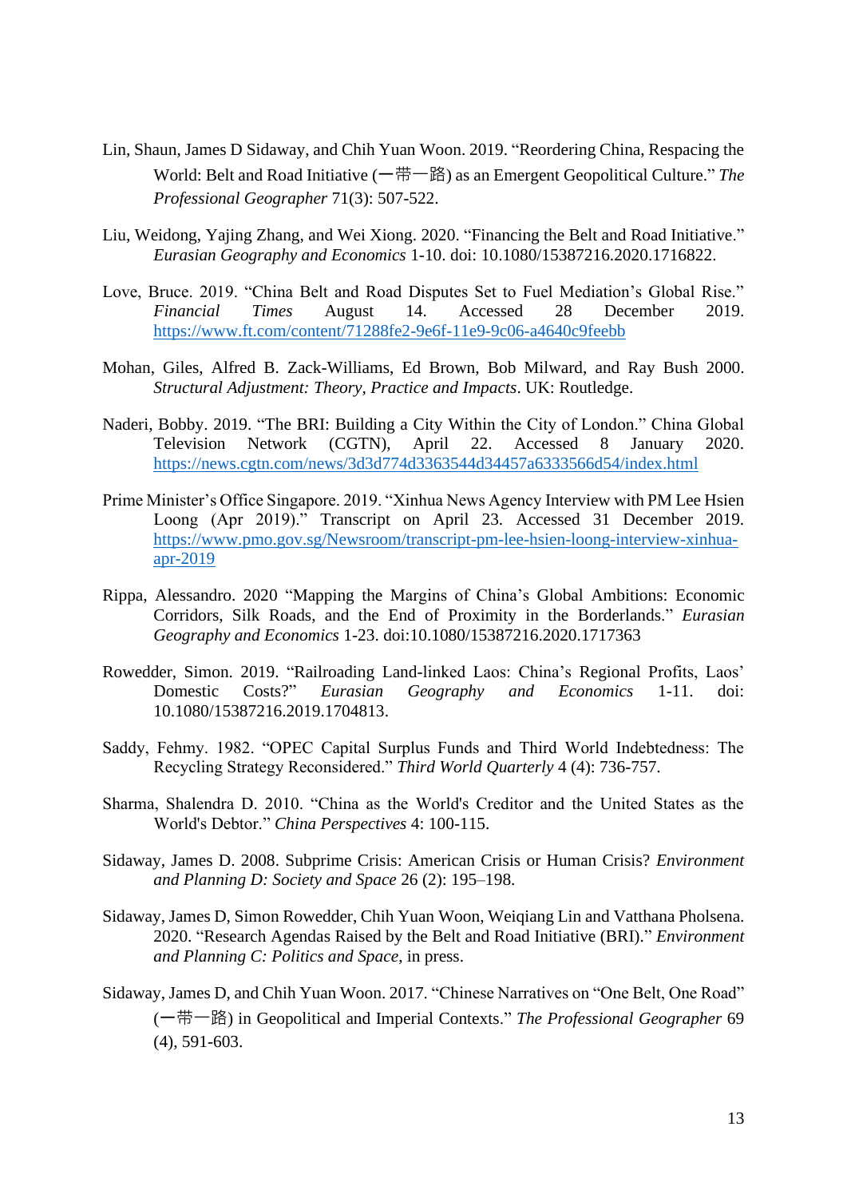Lin, Shaun, James D Sidaway, and Chih Yuan Woon. 2019. "Reordering China, Respacing the World: Belt and Road Initiative (一带一路) as an Emergent Geopolitical Culture." *The Professional Geographer* 71(3): 507-522.

Liu, Weidong, Yajing Zhang, and Wei Xiong. 2020. "Financing the Belt and Road Initiative." *Eurasian Geography and Economics* 1-10. doi: 10.1080/15387216.2020.1716822.

Love, Bruce. 2019. "China Belt and Road Disputes Set to Fuel Mediation's Global Rise." *Financial Times* August 14. Accessed 28 December 2019. https://www.ft.com/content/71288fe2-9e6f-11e9-9c06-a4640c9feebb

Mohan, Giles, Alfred B. Zack-Williams, Ed Brown, Bob Milward, and Ray Bush 2000. *Structural Adjustment: Theory, Practice and Impacts*. UK: Routledge.

Naderi, Bobby. 2019. "The BRI: Building a City Within the City of London." China Global Television Network (CGTN), April 22. Accessed 8 January 2020. https://news.cgtn.com/news/3d3d774d3363544d34457a6333566d54/index.html

Prime Minister's Office Singapore. 2019. "Xinhua News Agency Interview with PM Lee Hsien Loong (Apr 2019)." Transcript on April 23. Accessed 31 December 2019. https://www.pmo.gov.sg/Newsroom/transcript-pm-lee-hsien-loong-interview-xinhua-apr-2019

Rippa, Alessandro. 2020 "Mapping the Margins of China's Global Ambitions: Economic Corridors, Silk Roads, and the End of Proximity in the Borderlands." *Eurasian Geography and Economics* 1-23. doi:10.1080/15387216.2020.1717363

Rowedder, Simon. 2019. "Railroading Land-linked Laos: China's Regional Profits, Laos' Domestic Costs?" *Eurasian Geography and Economics* 1-11. doi: 10.1080/15387216.2019.1704813.

Saddy, Fehmy. 1982. "OPEC Capital Surplus Funds and Third World Indebtedness: The Recycling Strategy Reconsidered." *Third World Quarterly* 4 (4): 736-757.

Sharma, Shalendra D. 2010. "China as the World's Creditor and the United States as the World's Debtor." *China Perspectives* 4: 100-115.

Sidaway, James D. 2008. Subprime Crisis: American Crisis or Human Crisis? *Environment and Planning D: Society and Space* 26 (2): 195–198.

Sidaway, James D, Simon Rowedder, Chih Yuan Woon, Weiqiang Lin and Vatthana Pholsena. 2020. "Research Agendas Raised by the Belt and Road Initiative (BRI)." *Environment and Planning C: Politics and Space*, in press.

Sidaway, James D, and Chih Yuan Woon. 2017. "Chinese Narratives on "One Belt, One Road" (一带一路) in Geopolitical and Imperial Contexts." *The Professional Geographer* 69 (4), 591-603.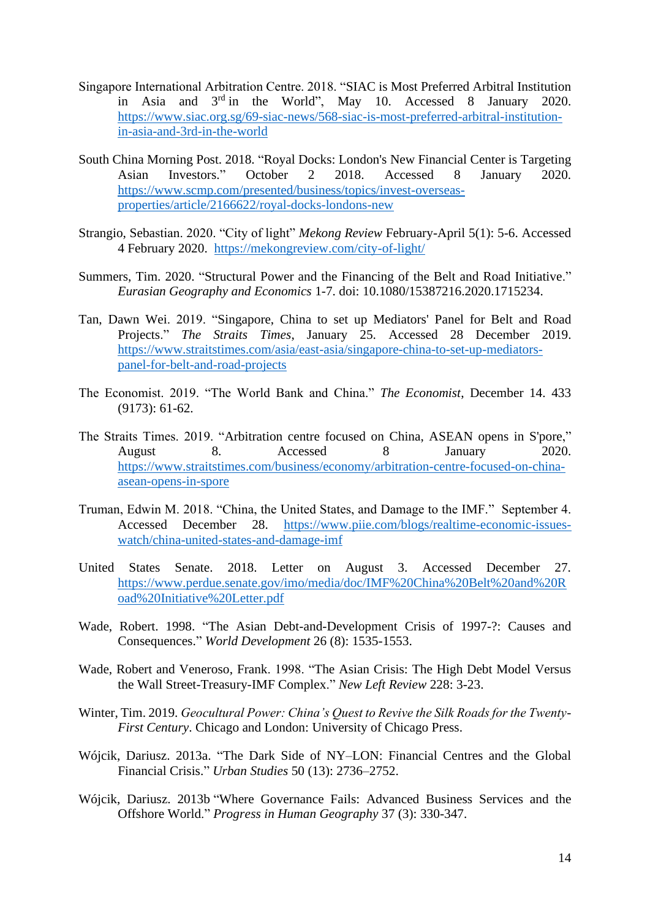Singapore International Arbitration Centre. 2018. "SIAC is Most Preferred Arbitral Institution in Asia and 3rd in the World", May 10. Accessed 8 January 2020. https://www.siac.org.sg/69-siac-news/568-siac-is-most-preferred-arbitral-institution-in-asia-and-3rd-in-the-world

South China Morning Post. 2018. "Royal Docks: London's New Financial Center is Targeting Asian Investors." October 2 2018. Accessed 8 January 2020. https://www.scmp.com/presented/business/topics/invest-overseas-properties/article/2166622/royal-docks-londons-new

Strangio, Sebastian. 2020. "City of light" *Mekong Review* February-April 5(1): 5-6. Accessed 4 February 2020. https://mekongreview.com/city-of-light/

Summers, Tim. 2020. "Structural Power and the Financing of the Belt and Road Initiative." *Eurasian Geography and Economics* 1-7. doi: 10.1080/15387216.2020.1715234.

Tan, Dawn Wei. 2019. "Singapore, China to set up Mediators' Panel for Belt and Road Projects." *The Straits Times*, January 25. Accessed 28 December 2019. https://www.straitstimes.com/asia/east-asia/singapore-china-to-set-up-mediators-panel-for-belt-and-road-projects

The Economist. 2019. "The World Bank and China." *The Economist*, December 14. 433 (9173): 61-62.

The Straits Times. 2019. "Arbitration centre focused on China, ASEAN opens in S'pore," August 8. Accessed 8 January 2020. https://www.straitstimes.com/business/economy/arbitration-centre-focused-on-china-asean-opens-in-spore

Truman, Edwin M. 2018. "China, the United States, and Damage to the IMF." September 4. Accessed December 28. https://www.piie.com/blogs/realtime-economic-issues-watch/china-united-states-and-damage-imf

United States Senate. 2018. Letter on August 3. Accessed December 27. https://www.perdue.senate.gov/imo/media/doc/IMF%20China%20Belt%20and%20Road%20Initiative%20Letter.pdf

Wade, Robert. 1998. "The Asian Debt-and-Development Crisis of 1997-?: Causes and Consequences." *World Development* 26 (8): 1535-1553.

Wade, Robert and Veneroso, Frank. 1998. "The Asian Crisis: The High Debt Model Versus the Wall Street-Treasury-IMF Complex." *New Left Review* 228: 3-23.

Winter, Tim. 2019. *Geocultural Power: China's Quest to Revive the Silk Roads for the Twenty-First Century*. Chicago and London: University of Chicago Press.

Wójcik, Dariusz. 2013a. "The Dark Side of NY–LON: Financial Centres and the Global Financial Crisis." *Urban Studies* 50 (13): 2736–2752.

Wójcik, Dariusz. 2013b "Where Governance Fails: Advanced Business Services and the Offshore World." *Progress in Human Geography* 37 (3): 330-347.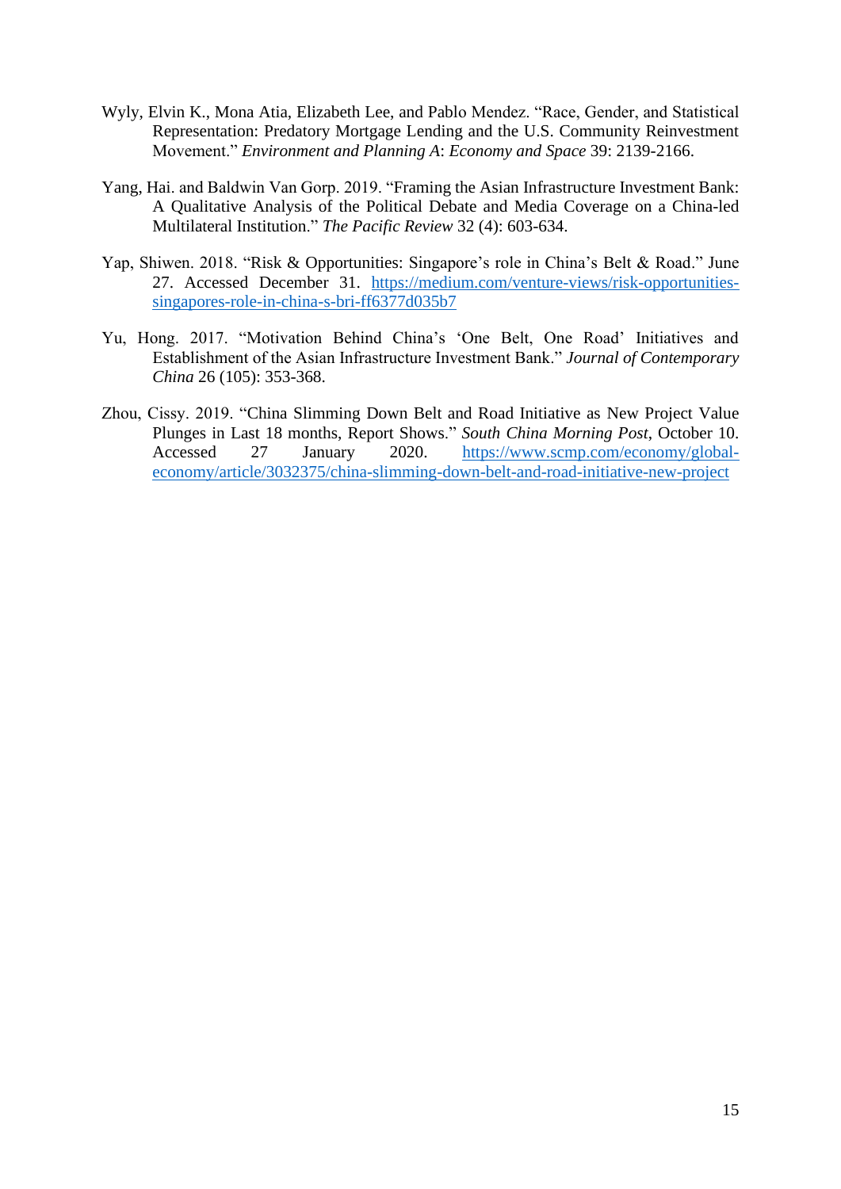Wyly, Elvin K., Mona Atia, Elizabeth Lee, and Pablo Mendez. "Race, Gender, and Statistical Representation: Predatory Mortgage Lending and the U.S. Community Reinvestment Movement." *Environment and Planning A*: *Economy and Space* 39: 2139-2166.

Yang, Hai. and Baldwin Van Gorp. 2019. "Framing the Asian Infrastructure Investment Bank: A Qualitative Analysis of the Political Debate and Media Coverage on a China-led Multilateral Institution." *The Pacific Review* 32 (4): 603-634.

Yap, Shiwen. 2018. "Risk & Opportunities: Singapore's role in China's Belt & Road." June 27. Accessed December 31. [https://medium.com/venture-views/risk-opportunities-singapores-role-in-china-s-bri-ff6377d035b7](https://medium.com/venture-views/risk-opportunities-singapores-role-in-china-s-bri-ff6377d035b7)

Yu, Hong. 2017. "Motivation Behind China's 'One Belt, One Road' Initiatives and Establishment of the Asian Infrastructure Investment Bank." *Journal of Contemporary China* 26 (105): 353-368.

Zhou, Cissy. 2019. "China Slimming Down Belt and Road Initiative as New Project Value Plunges in Last 18 months, Report Shows." *South China Morning Post*, October 10. Accessed 27 January 2020. [https://www.scmp.com/economy/global-economy/article/3032375/china-slimming-down-belt-and-road-initiative-new-project](https://www.scmp.com/economy/global-economy/article/3032375/china-slimming-down-belt-and-road-initiative-new-project)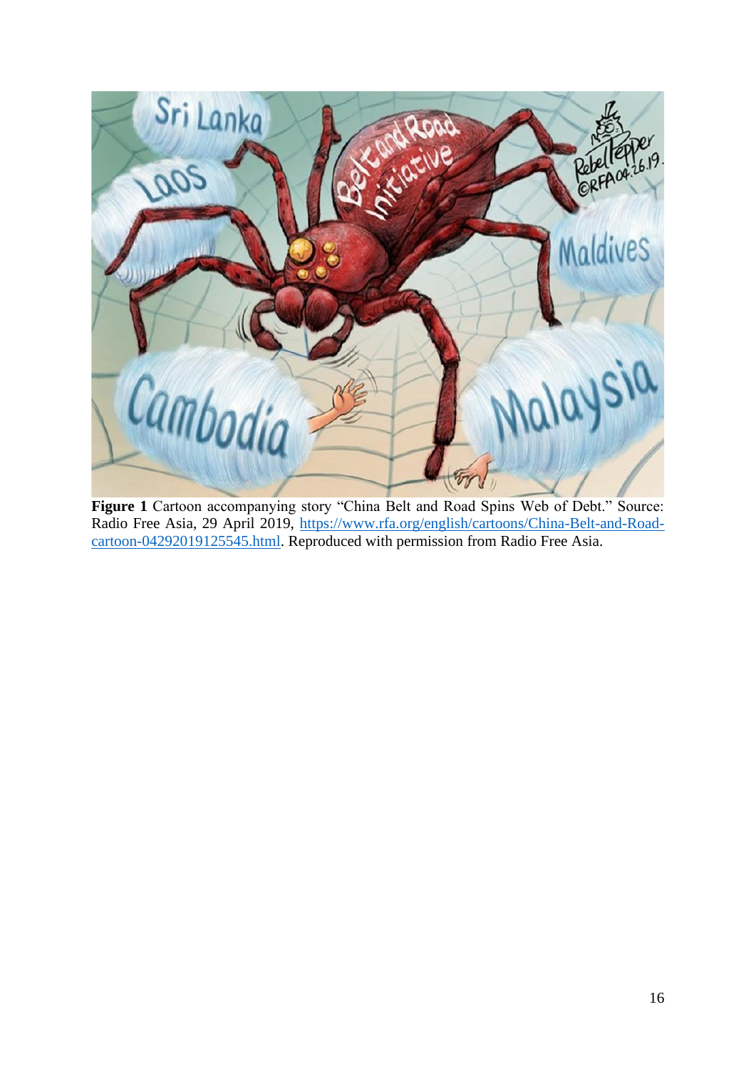**Figure 1** Cartoon accompanying story "China Belt and Road Spins Web of Debt." Source: Radio Free Asia, 29 April 2019, https://www.rfa.org/english/cartoons/China-Belt-and-Road-cartoon-04292019125545.html. Reproduced with permission from Radio Free Asia.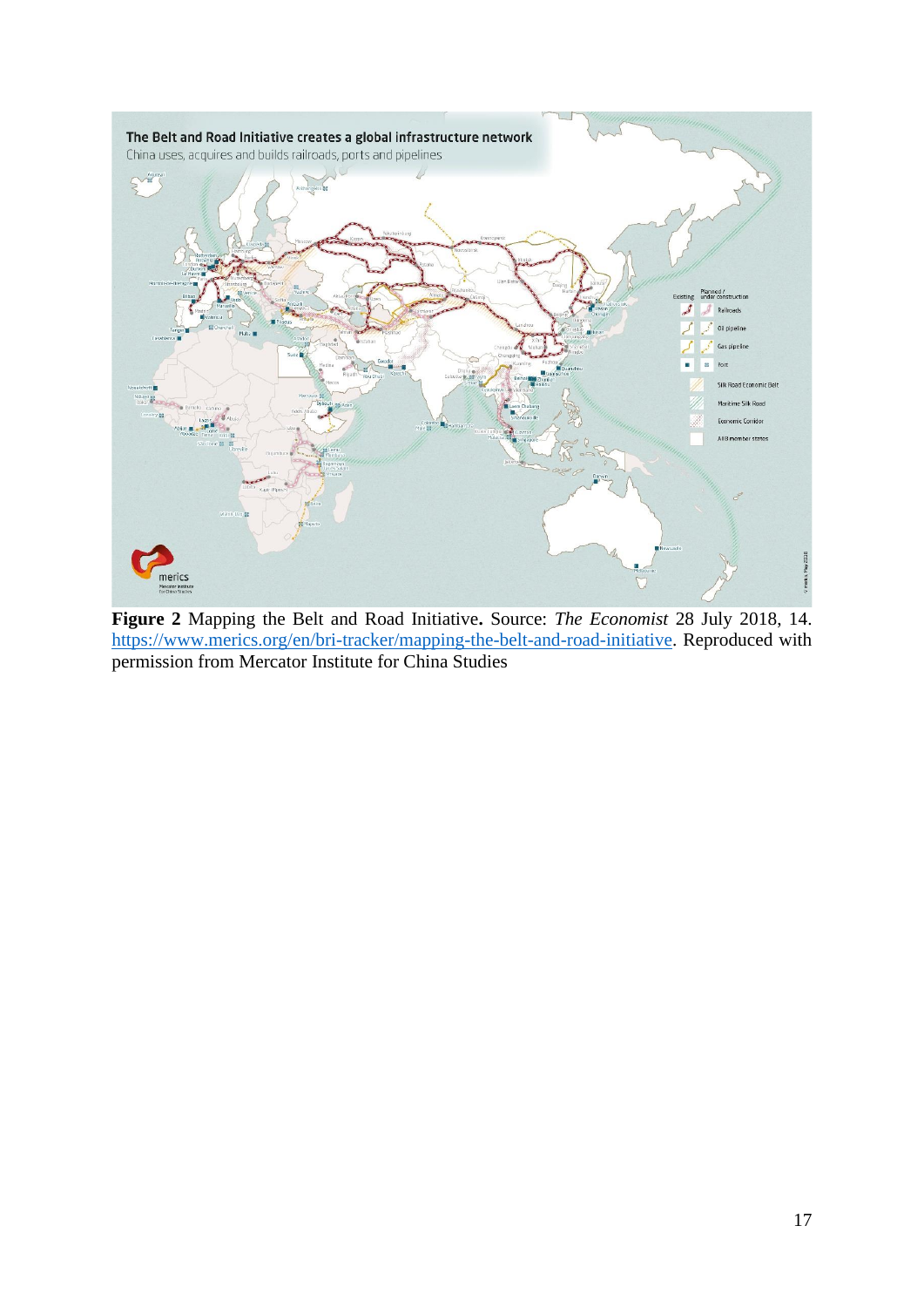**Figure 2** Mapping the Belt and Road Initiative**.** Source: *The Economist* 28 July 2018, 14. https://www.merics.org/en/bri-tracker/mapping-the-belt-and-road-initiative. Reproduced with permission from Mercator Institute for China Studies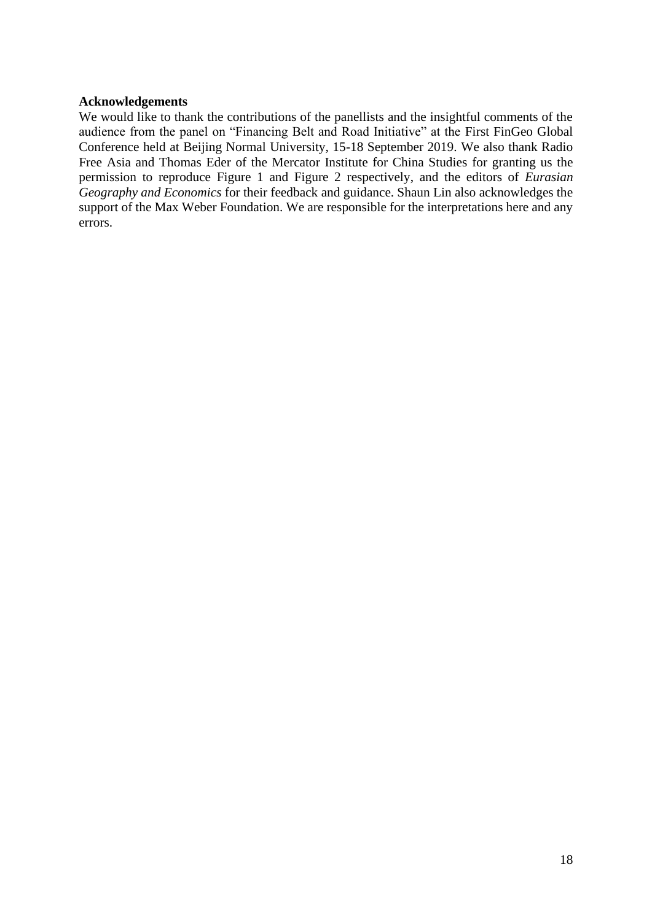**Acknowledgements**

We would like to thank the contributions of the panellists and the insightful comments of the audience from the panel on "Financing Belt and Road Initiative" at the First FinGeo Global Conference held at Beijing Normal University, 15-18 September 2019. We also thank Radio Free Asia and Thomas Eder of the Mercator Institute for China Studies for granting us the permission to reproduce Figure 1 and Figure 2 respectively, and the editors of *Eurasian Geography and Economics* for their feedback and guidance. Shaun Lin also acknowledges the support of the Max Weber Foundation. We are responsible for the interpretations here and any errors.